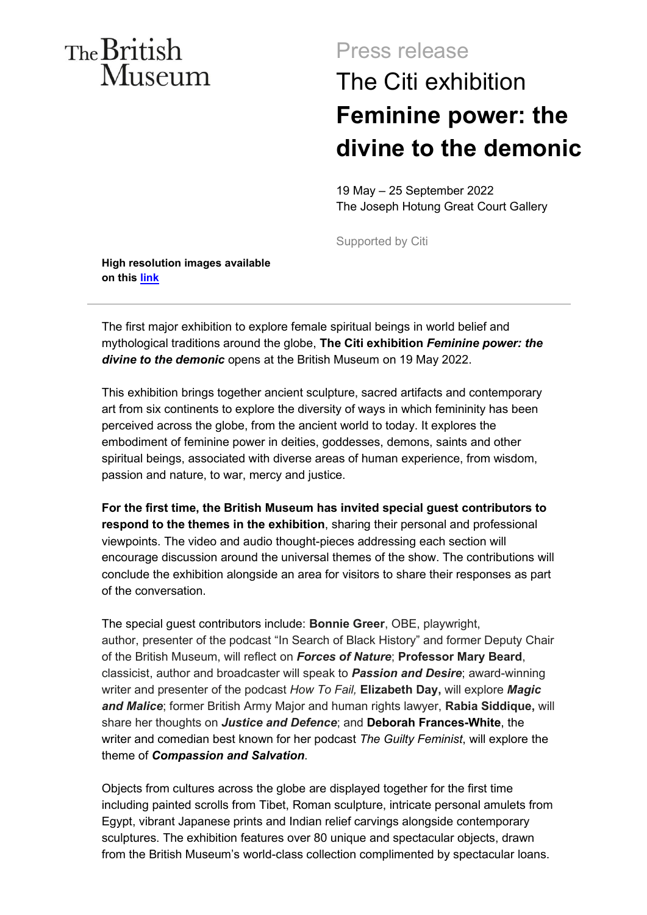The British Museum

# Press release

# The Citi exhibition **Feminine power: the divine to the demonic**

19 May – 25 September 2022
The Joseph Hotung Great Court Gallery

Supported by Citi

**High resolution images available on this link**

---

The first major exhibition to explore female spiritual beings in world belief and mythological traditions around the globe, **The Citi exhibition *Feminine power: the divine to the demonic*** opens at the British Museum on 19 May 2022.

This exhibition brings together ancient sculpture, sacred artifacts and contemporary art from six continents to explore the diversity of ways in which femininity has been perceived across the globe, from the ancient world to today. It explores the embodiment of feminine power in deities, goddesses, demons, saints and other spiritual beings, associated with diverse areas of human experience, from wisdom, passion and nature, to war, mercy and justice.

**For the first time, the British Museum has invited special guest contributors to respond to the themes in the exhibition**, sharing their personal and professional viewpoints. The video and audio thought-pieces addressing each section will encourage discussion around the universal themes of the show. The contributions will conclude the exhibition alongside an area for visitors to share their responses as part of the conversation.

The special guest contributors include: **Bonnie Greer**, OBE, playwright, author, presenter of the podcast "In Search of Black History" and former Deputy Chair of the British Museum, will reflect on ***Forces of Nature***; **Professor Mary Beard**, classicist, author and broadcaster will speak to ***Passion and Desire***; award-winning writer and presenter of the podcast *How To Fail,* **Elizabeth Day,** will explore ***Magic and Malice***; former British Army Major and human rights lawyer, **Rabia Siddique,** will share her thoughts on ***Justice and Defence***; and **Deborah Frances-White**, the writer and comedian best known for her podcast *The Guilty Feminist*, will explore the theme of ***Compassion and Salvation***.

Objects from cultures across the globe are displayed together for the first time including painted scrolls from Tibet, Roman sculpture, intricate personal amulets from Egypt, vibrant Japanese prints and Indian relief carvings alongside contemporary sculptures. The exhibition features over 80 unique and spectacular objects, drawn from the British Museum's world-class collection complimented by spectacular loans.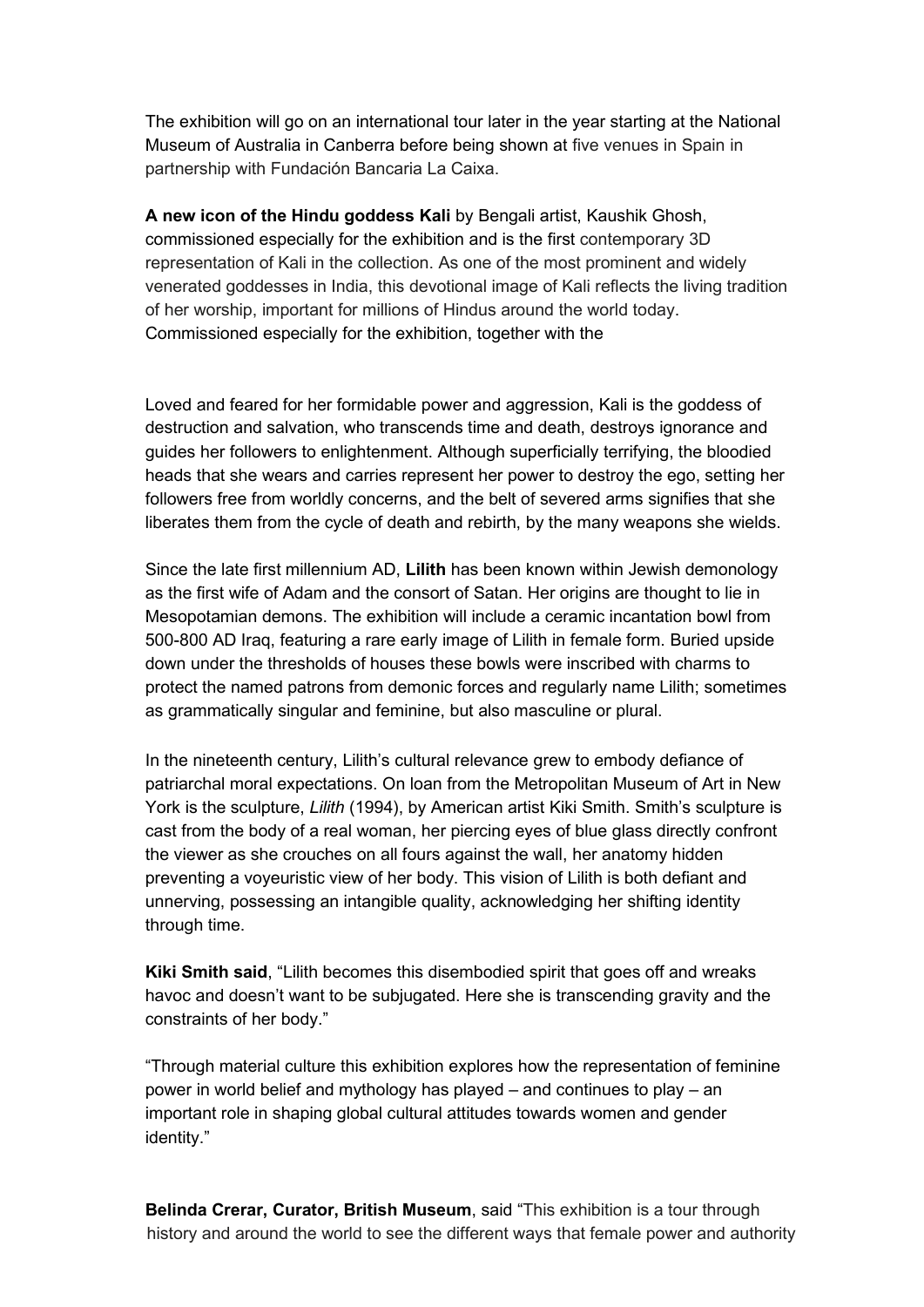The exhibition will go on an international tour later in the year starting at the National Museum of Australia in Canberra before being shown at five venues in Spain in partnership with Fundación Bancaria La Caixa.

**A new icon of the Hindu goddess Kali** by Bengali artist, Kaushik Ghosh, commissioned especially for the exhibition and is the first contemporary 3D representation of Kali in the collection. As one of the most prominent and widely venerated goddesses in India, this devotional image of Kali reflects the living tradition of her worship, important for millions of Hindus around the world today. Commissioned especially for the exhibition, together with the

Loved and feared for her formidable power and aggression, Kali is the goddess of destruction and salvation, who transcends time and death, destroys ignorance and guides her followers to enlightenment. Although superficially terrifying, the bloodied heads that she wears and carries represent her power to destroy the ego, setting her followers free from worldly concerns, and the belt of severed arms signifies that she liberates them from the cycle of death and rebirth, by the many weapons she wields.

Since the late first millennium AD, **Lilith** has been known within Jewish demonology as the first wife of Adam and the consort of Satan. Her origins are thought to lie in Mesopotamian demons. The exhibition will include a ceramic incantation bowl from 500-800 AD Iraq, featuring a rare early image of Lilith in female form. Buried upside down under the thresholds of houses these bowls were inscribed with charms to protect the named patrons from demonic forces and regularly name Lilith; sometimes as grammatically singular and feminine, but also masculine or plural.

In the nineteenth century, Lilith's cultural relevance grew to embody defiance of patriarchal moral expectations. On loan from the Metropolitan Museum of Art in New York is the sculpture, *Lilith* (1994), by American artist Kiki Smith. Smith's sculpture is cast from the body of a real woman, her piercing eyes of blue glass directly confront the viewer as she crouches on all fours against the wall, her anatomy hidden preventing a voyeuristic view of her body. This vision of Lilith is both defiant and unnerving, possessing an intangible quality, acknowledging her shifting identity through time.

**Kiki Smith said**, "Lilith becomes this disembodied spirit that goes off and wreaks havoc and doesn't want to be subjugated. Here she is transcending gravity and the constraints of her body."

"Through material culture this exhibition explores how the representation of feminine power in world belief and mythology has played – and continues to play – an important role in shaping global cultural attitudes towards women and gender identity."

**Belinda Crerar, Curator, British Museum**, said "This exhibition is a tour through history and around the world to see the different ways that female power and authority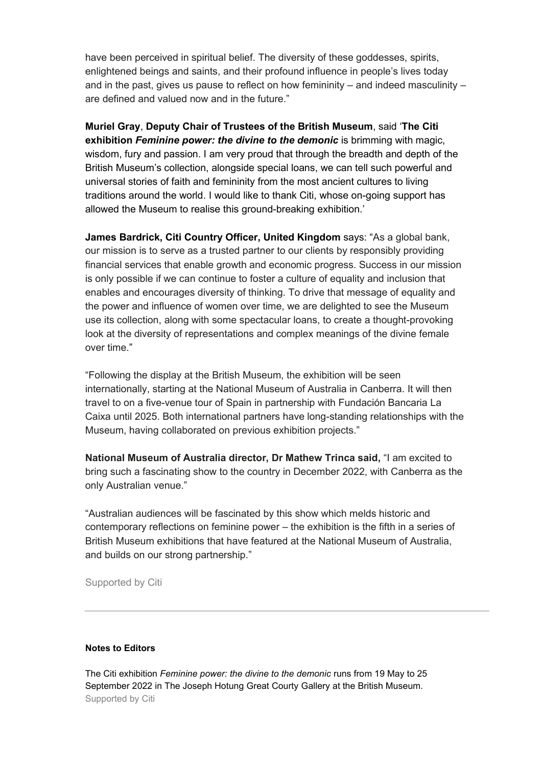have been perceived in spiritual belief. The diversity of these goddesses, spirits, enlightened beings and saints, and their profound influence in people's lives today and in the past, gives us pause to reflect on how femininity – and indeed masculinity – are defined and valued now and in the future."

**Muriel Gray**, **Deputy Chair of Trustees of the British Museum**, said '**The Citi exhibition *Feminine power: the divine to the demonic*** is brimming with magic, wisdom, fury and passion. I am very proud that through the breadth and depth of the British Museum's collection, alongside special loans, we can tell such powerful and universal stories of faith and femininity from the most ancient cultures to living traditions around the world. I would like to thank Citi, whose on-going support has allowed the Museum to realise this ground-breaking exhibition.'

**James Bardrick, Citi Country Officer, United Kingdom** says: "As a global bank, our mission is to serve as a trusted partner to our clients by responsibly providing financial services that enable growth and economic progress. Success in our mission is only possible if we can continue to foster a culture of equality and inclusion that enables and encourages diversity of thinking. To drive that message of equality and the power and influence of women over time, we are delighted to see the Museum use its collection, along with some spectacular loans, to create a thought-provoking look at the diversity of representations and complex meanings of the divine female over time."

"Following the display at the British Museum, the exhibition will be seen internationally, starting at the National Museum of Australia in Canberra. It will then travel to on a five-venue tour of Spain in partnership with Fundación Bancaria La Caixa until 2025. Both international partners have long-standing relationships with the Museum, having collaborated on previous exhibition projects."

**National Museum of Australia director, Dr Mathew Trinca said,** "I am excited to bring such a fascinating show to the country in December 2022, with Canberra as the only Australian venue."

"Australian audiences will be fascinated by this show which melds historic and contemporary reflections on feminine power – the exhibition is the fifth in a series of British Museum exhibitions that have featured at the National Museum of Australia, and builds on our strong partnership."

Supported by Citi

---

**Notes to Editors**

The Citi exhibition *Feminine power: the divine to the demonic* runs from 19 May to 25 September 2022 in The Joseph Hotung Great Courty Gallery at the British Museum.
Supported by Citi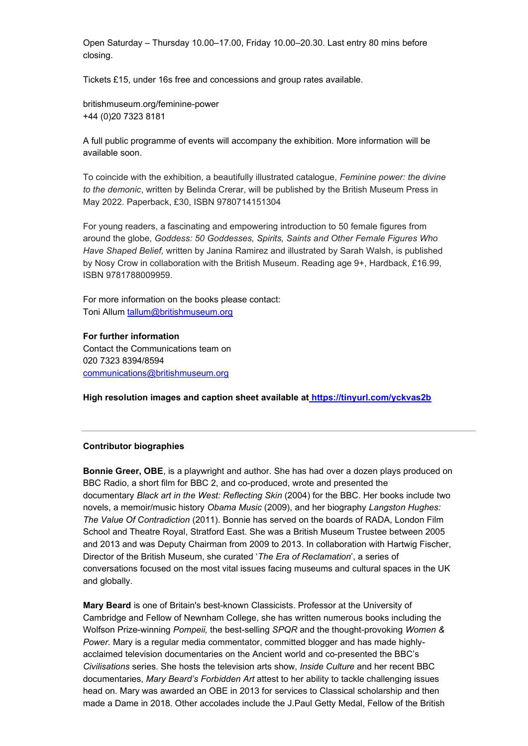Open Saturday – Thursday 10.00–17.00, Friday 10.00–20.30. Last entry 80 mins before closing.

Tickets £15, under 16s free and concessions and group rates available.

britishmuseum.org/feminine-power
+44 (0)20 7323 8181

A full public programme of events will accompany the exhibition. More information will be available soon.

To coincide with the exhibition, a beautifully illustrated catalogue, *Feminine power: the divine to the demonic*, written by Belinda Crerar, will be published by the British Museum Press in May 2022. Paperback, £30, ISBN 9780714151304

For young readers, a fascinating and empowering introduction to 50 female figures from around the globe, *Goddess: 50 Goddesses, Spirits, Saints and Other Female Figures Who Have Shaped Belief,* written by Janina Ramirez and illustrated by Sarah Walsh, is published by Nosy Crow in collaboration with the British Museum. Reading age 9+, Hardback, £16.99, ISBN 9781788009959.

For more information on the books please contact:
Toni Allum tallum@britishmuseum.org

**For further information**
Contact the Communications team on
020 7323 8394/8594
communications@britishmuseum.org

**High resolution images and caption sheet available at https://tinyurl.com/yckvas2b**

---

**Contributor biographies**

**Bonnie Greer, OBE**, is a playwright and author. She has had over a dozen plays produced on BBC Radio, a short film for BBC 2, and co-produced, wrote and presented the documentary *Black art in the West: Reflecting Skin* (2004) for the BBC. Her books include two novels, a memoir/music history *Obama Music* (2009), and her biography *Langston Hughes: The Value Of Contradiction* (2011). Bonnie has served on the boards of RADA, London Film School and Theatre Royal, Stratford East. She was a British Museum Trustee between 2005 and 2013 and was Deputy Chairman from 2009 to 2013. In collaboration with Hartwig Fischer, Director of the British Museum, she curated '*The Era of Reclamation*', a series of conversations focused on the most vital issues facing museums and cultural spaces in the UK and globally.

**Mary Beard** is one of Britain's best-known Classicists. Professor at the University of Cambridge and Fellow of Newnham College, she has written numerous books including the Wolfson Prize-winning *Pompeii,* the best-selling *SPQR* and the thought-provoking *Women & Power.* Mary is a regular media commentator, committed blogger and has made highly-acclaimed television documentaries on the Ancient world and co-presented the BBC's *Civilisations* series. She hosts the television arts show, *Inside Culture* and her recent BBC documentaries, *Mary Beard's Forbidden Art* attest to her ability to tackle challenging issues head on. Mary was awarded an OBE in 2013 for services to Classical scholarship and then made a Dame in 2018. Other accolades include the J.Paul Getty Medal, Fellow of the British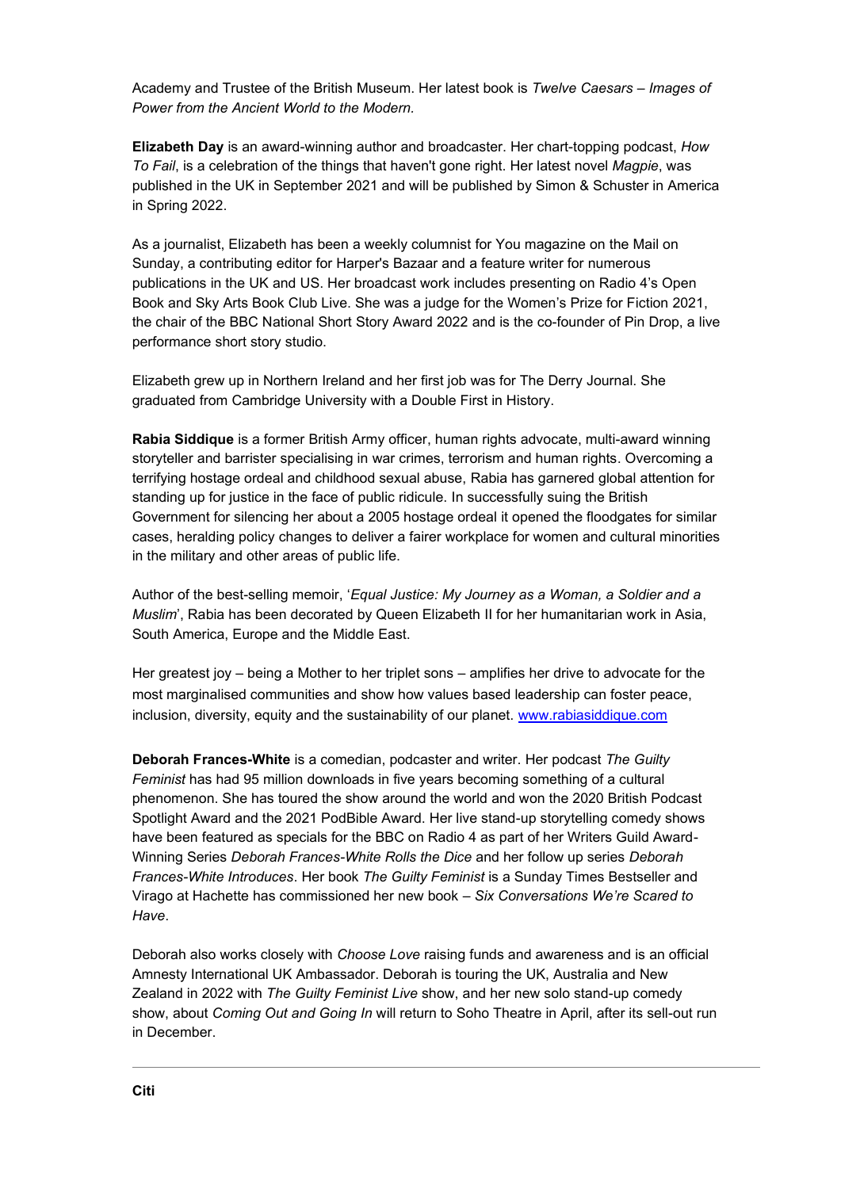Academy and Trustee of the British Museum. Her latest book is *Twelve Caesars – Images of Power from the Ancient World to the Modern.*

**Elizabeth Day** is an award-winning author and broadcaster. Her chart-topping podcast, *How To Fail*, is a celebration of the things that haven't gone right. Her latest novel *Magpie*, was published in the UK in September 2021 and will be published by Simon & Schuster in America in Spring 2022.

As a journalist, Elizabeth has been a weekly columnist for You magazine on the Mail on Sunday, a contributing editor for Harper's Bazaar and a feature writer for numerous publications in the UK and US. Her broadcast work includes presenting on Radio 4's Open Book and Sky Arts Book Club Live. She was a judge for the Women's Prize for Fiction 2021, the chair of the BBC National Short Story Award 2022 and is the co-founder of Pin Drop, a live performance short story studio.

Elizabeth grew up in Northern Ireland and her first job was for The Derry Journal. She graduated from Cambridge University with a Double First in History.

**Rabia Siddique** is a former British Army officer, human rights advocate, multi-award winning storyteller and barrister specialising in war crimes, terrorism and human rights. Overcoming a terrifying hostage ordeal and childhood sexual abuse, Rabia has garnered global attention for standing up for justice in the face of public ridicule. In successfully suing the British Government for silencing her about a 2005 hostage ordeal it opened the floodgates for similar cases, heralding policy changes to deliver a fairer workplace for women and cultural minorities in the military and other areas of public life.

Author of the best-selling memoir, '*Equal Justice: My Journey as a Woman, a Soldier and a Muslim*', Rabia has been decorated by Queen Elizabeth II for her humanitarian work in Asia, South America, Europe and the Middle East.

Her greatest joy – being a Mother to her triplet sons – amplifies her drive to advocate for the most marginalised communities and show how values based leadership can foster peace, inclusion, diversity, equity and the sustainability of our planet. [www.rabiasiddique.com](http://www.rabiasiddique.com)

**Deborah Frances-White** is a comedian, podcaster and writer. Her podcast *The Guilty Feminist* has had 95 million downloads in five years becoming something of a cultural phenomenon. She has toured the show around the world and won the 2020 British Podcast Spotlight Award and the 2021 PodBible Award. Her live stand-up storytelling comedy shows have been featured as specials for the BBC on Radio 4 as part of her Writers Guild Award-Winning Series *Deborah Frances-White Rolls the Dice* and her follow up series *Deborah Frances-White Introduces*. Her book *The Guilty Feminist* is a Sunday Times Bestseller and Virago at Hachette has commissioned her new book – *Six Conversations We're Scared to Have*.

Deborah also works closely with *Choose Love* raising funds and awareness and is an official Amnesty International UK Ambassador. Deborah is touring the UK, Australia and New Zealand in 2022 with *The Guilty Feminist Live* show, and her new solo stand-up comedy show, about *Coming Out and Going In* will return to Soho Theatre in April, after its sell-out run in December.

---

**Citi**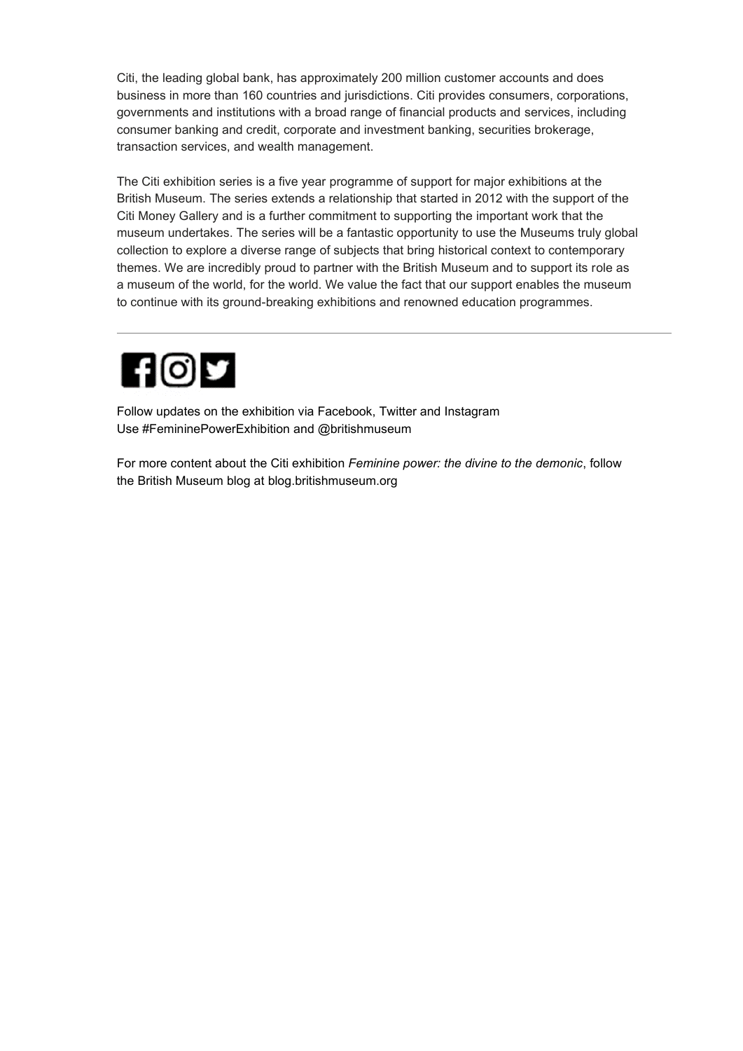Citi, the leading global bank, has approximately 200 million customer accounts and does business in more than 160 countries and jurisdictions. Citi provides consumers, corporations, governments and institutions with a broad range of financial products and services, including consumer banking and credit, corporate and investment banking, securities brokerage, transaction services, and wealth management.

The Citi exhibition series is a five year programme of support for major exhibitions at the British Museum. The series extends a relationship that started in 2012 with the support of the Citi Money Gallery and is a further commitment to supporting the important work that the museum undertakes. The series will be a fantastic opportunity to use the Museums truly global collection to explore a diverse range of subjects that bring historical context to contemporary themes. We are incredibly proud to partner with the British Museum and to support its role as a museum of the world, for the world. We value the fact that our support enables the museum to continue with its ground-breaking exhibitions and renowned education programmes.

---

Follow updates on the exhibition via Facebook, Twitter and Instagram
Use #FemininePowerExhibition and @britishmuseum

For more content about the Citi exhibition *Feminine power: the divine to the demonic*, follow the British Museum blog at blog.britishmuseum.org